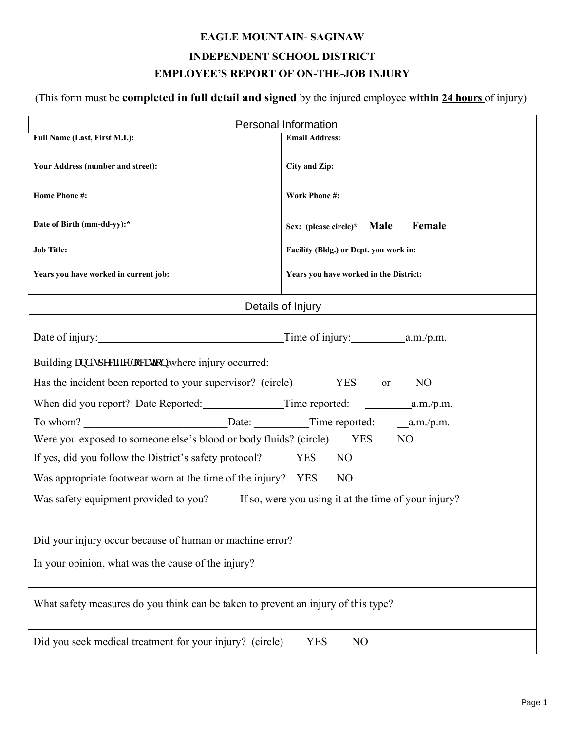# EAGLE MOUNTAIN- SAGINAW

## INDEPENDENT SCHOOL DISTRICT

## EMPLOYEE'S REPORT OF ON-THE-JOB INJURY

(This form must be **completed in full detail and signed** by the injured employee **within 24 hours** of injury)

| Personal Information | |
|---|---|
| **Full Name (Last, First M.I.):** | **Email Address:** |
| **Your Address (number and street):** | **City and Zip:** |
| **Home Phone #:** | **Work Phone #:** |
| **Date of Birth (mm-dd-yy):*** | **Sex: (please circle)*** **Male** **Female** |
| **Job Title:** | **Facility (Bldg.) or Dept. you work in:** |
| **Years you have worked in current job:** | **Years you have worked in the District:** |

### Details of Injury

Date of injury:\_\_\_\_\_\_\_\_\_\_\_\_\_\_\_\_\_\_\_\_\_\_\_\_\_\_\_\_\_\_\_\_\_\_\_Time of injury:\_\_\_\_\_\_\_\_\_\_a.m./p.m.

Building and specific location where injury occurred:\_\_\_\_\_\_\_\_\_\_\_\_\_\_\_\_\_\_\_\_\_

Has the incident been reported to your supervisor? (circle) YES or NO

When did you report? Date Reported:\_\_\_\_\_\_\_\_\_\_\_\_\_\_\_Time reported: \_\_\_\_\_\_\_\_\_a.m./p.m.

To whom? \_\_\_\_\_\_\_\_\_\_\_\_\_\_\_\_\_\_\_\_\_\_\_\_\_\_\_Date: \_\_\_\_\_\_\_\_\_\_Time reported:\_\_\_\_\_\_a.m./p.m.

Were you exposed to someone else's blood or body fluids? (circle) YES NO

If yes, did you follow the District's safety protocol? YES NO

Was appropriate footwear worn at the time of the injury? YES NO

Was safety equipment provided to you? If so, were you using it at the time of your injury?

Did your injury occur because of human or machine error? \_\_\_\_\_\_\_\_\_\_\_\_\_\_\_\_\_\_\_\_\_\_\_\_\_\_\_\_\_\_\_\_\_\_\_\_

In your opinion, what was the cause of the injury?

What safety measures do you think can be taken to prevent an injury of this type?

Did you seek medical treatment for your injury? (circle) YES NO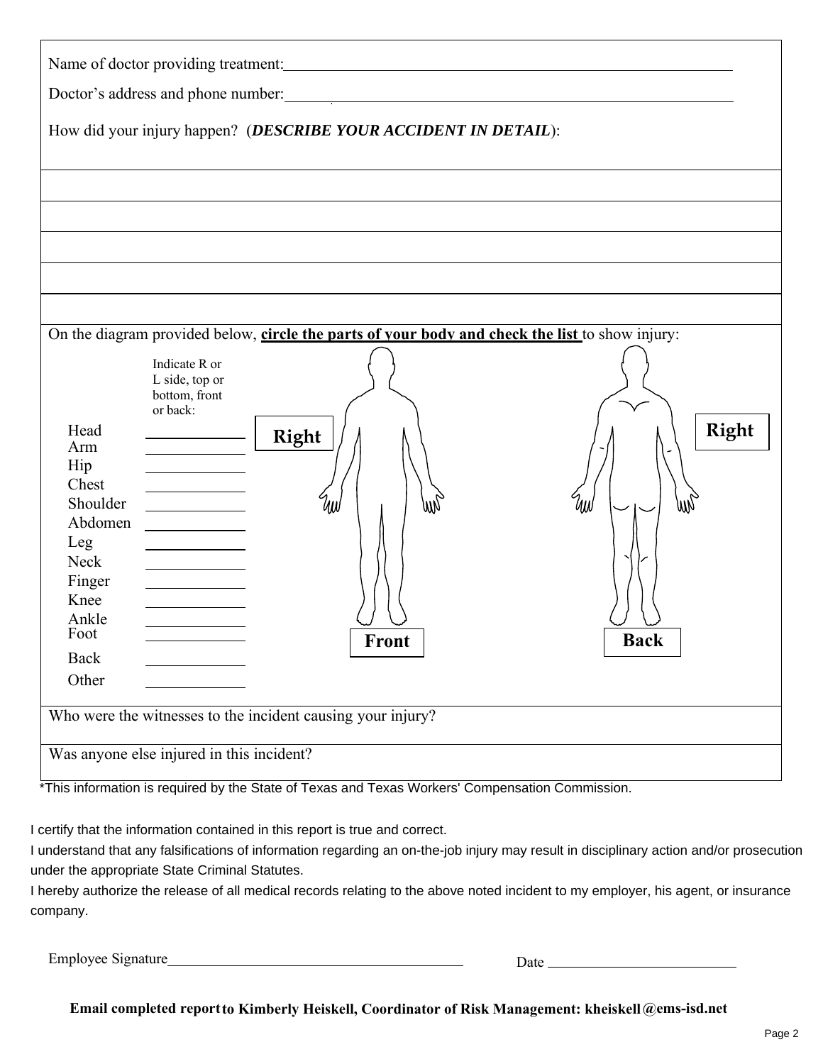Name of doctor providing treatment: \_\_\_\_\_\_\_\_\_\_\_\_\_\_\_\_\_\_\_\_\_\_\_\_\_\_\_\_\_\_\_\_\_\_\_\_\_\_\_\_

Doctor's address and phone number: \_\_\_\_\_\_\_\_\_\_\_\_\_\_\_\_\_\_\_\_\_\_\_\_\_\_\_\_\_\_\_\_\_\_\_\_\_\_\_\_

How did your injury happen? (***DESCRIBE YOUR ACCIDENT IN DETAIL***):

On the diagram provided below, **circle the parts of your body and check the list** to show injury:

Indicate R or L side, top or bottom, front or back:

| Body Part | |
|---|---|
| Head | |
| Arm | |
| Hip | |
| Chest | |
| Shoulder | |
| Abdomen | |
| Leg | |
| Neck | |
| Finger | |
| Knee | |
| Ankle | |
| Foot | |
| Back | |
| Other | |

**Right** **Front**

**Right** **Back**

Who were the witnesses to the incident causing your injury?

Was anyone else injured in this incident?

*This information is required by the State of Texas and Texas Workers' Compensation Commission.

I certify that the information contained in this report is true and correct.
I understand that any falsifications of information regarding an on-the-job injury may result in disciplinary action and/or prosecution under the appropriate State Criminal Statutes.
I hereby authorize the release of all medical records relating to the above noted incident to my employer, his agent, or insurance company.

Employee Signature \_\_\_\_\_\_\_\_\_\_\_\_\_\_\_\_\_\_\_\_\_\_\_\_\_\_\_\_\_\_ Date \_\_\_\_\_\_\_\_\_\_\_\_\_\_\_\_\_\_\_\_

**Email completed report to Kimberly Heiskell, Coordinator of Risk Management: kheiskell@ems-isd.net**